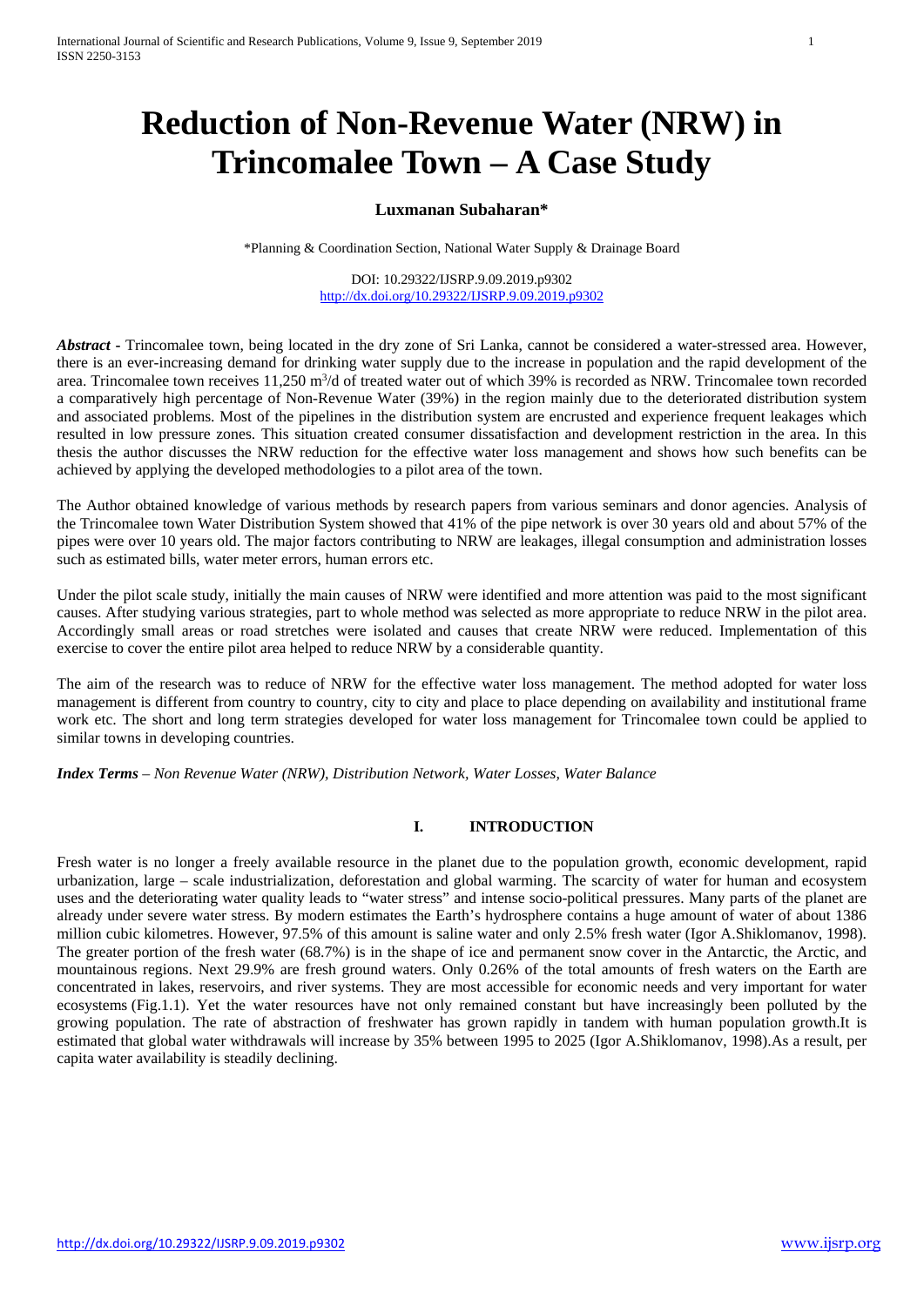# Reduction of Non-Revenue Water (NRW) in Trincomalee Town – A Case Study

**Luxmanan Subaharan***

*Planning & Coordination Section, National Water Supply & Drainage Board

DOI: 10.29322/IJSRP.9.09.2019.p9302
http://dx.doi.org/10.29322/IJSRP.9.09.2019.p9302

***Abstract*** **-** Trincomalee town, being located in the dry zone of Sri Lanka, cannot be considered a water-stressed area. However, there is an ever-increasing demand for drinking water supply due to the increase in population and the rapid development of the area. Trincomalee town receives 11,250 $m^3$/d of treated water out of which 39% is recorded as NRW. Trincomalee town recorded a comparatively high percentage of Non-Revenue Water (39%) in the region mainly due to the deteriorated distribution system and associated problems. Most of the pipelines in the distribution system are encrusted and experience frequent leakages which resulted in low pressure zones. This situation created consumer dissatisfaction and development restriction in the area. In this thesis the author discusses the NRW reduction for the effective water loss management and shows how such benefits can be achieved by applying the developed methodologies to a pilot area of the town.

The Author obtained knowledge of various methods by research papers from various seminars and donor agencies. Analysis of the Trincomalee town Water Distribution System showed that 41% of the pipe network is over 30 years old and about 57% of the pipes were over 10 years old. The major factors contributing to NRW are leakages, illegal consumption and administration losses such as estimated bills, water meter errors, human errors etc.

Under the pilot scale study, initially the main causes of NRW were identified and more attention was paid to the most significant causes. After studying various strategies, part to whole method was selected as more appropriate to reduce NRW in the pilot area. Accordingly small areas or road stretches were isolated and causes that create NRW were reduced. Implementation of this exercise to cover the entire pilot area helped to reduce NRW by a considerable quantity.

The aim of the research was to reduce of NRW for the effective water loss management. The method adopted for water loss management is different from country to country, city to city and place to place depending on availability and institutional frame work etc. The short and long term strategies developed for water loss management for Trincomalee town could be applied to similar towns in developing countries.

***Index Terms*** *– Non Revenue Water (NRW), Distribution Network, Water Losses, Water Balance*

## I. INTRODUCTION

Fresh water is no longer a freely available resource in the planet due to the population growth, economic development, rapid urbanization, large – scale industrialization, deforestation and global warming. The scarcity of water for human and ecosystem uses and the deteriorating water quality leads to "water stress" and intense socio-political pressures. Many parts of the planet are already under severe water stress. By modern estimates the Earth's hydrosphere contains a huge amount of water of about 1386 million cubic kilometres. However, 97.5% of this amount is saline water and only 2.5% fresh water (Igor A.Shiklomanov, 1998). The greater portion of the fresh water (68.7%) is in the shape of ice and permanent snow cover in the Antarctic, the Arctic, and mountainous regions. Next 29.9% are fresh ground waters. Only 0.26% of the total amounts of fresh waters on the Earth are concentrated in lakes, reservoirs, and river systems. They are most accessible for economic needs and very important for water ecosystems (Fig.1.1). Yet the water resources have not only remained constant but have increasingly been polluted by the growing population. The rate of abstraction of freshwater has grown rapidly in tandem with human population growth.It is estimated that global water withdrawals will increase by 35% between 1995 to 2025 (Igor A.Shiklomanov, 1998).As a result, per capita water availability is steadily declining.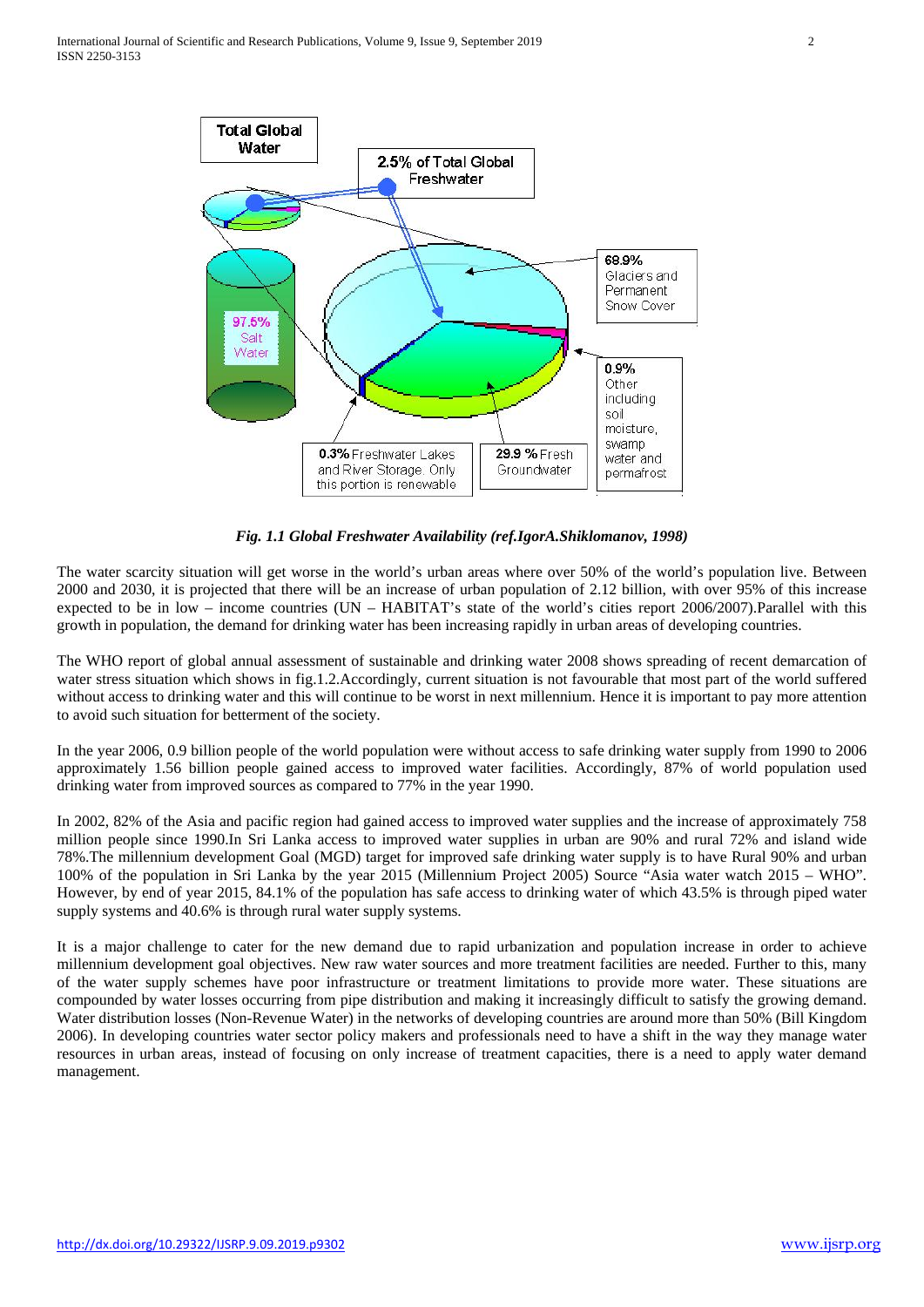*Fig. 1.1 Global Freshwater Availability (ref.IgorA.Shiklomanov, 1998)*

The water scarcity situation will get worse in the world's urban areas where over 50% of the world's population live. Between 2000 and 2030, it is projected that there will be an increase of urban population of 2.12 billion, with over 95% of this increase expected to be in low – income countries (UN – HABITAT's state of the world's cities report 2006/2007).Parallel with this growth in population, the demand for drinking water has been increasing rapidly in urban areas of developing countries.

The WHO report of global annual assessment of sustainable and drinking water 2008 shows spreading of recent demarcation of water stress situation which shows in fig.1.2.Accordingly, current situation is not favourable that most part of the world suffered without access to drinking water and this will continue to be worst in next millennium. Hence it is important to pay more attention to avoid such situation for betterment of the society.

In the year 2006, 0.9 billion people of the world population were without access to safe drinking water supply from 1990 to 2006 approximately 1.56 billion people gained access to improved water facilities. Accordingly, 87% of world population used drinking water from improved sources as compared to 77% in the year 1990.

In 2002, 82% of the Asia and pacific region had gained access to improved water supplies and the increase of approximately 758 million people since 1990.In Sri Lanka access to improved water supplies in urban are 90% and rural 72% and island wide 78%.The millennium development Goal (MGD) target for improved safe drinking water supply is to have Rural 90% and urban 100% of the population in Sri Lanka by the year 2015 (Millennium Project 2005) Source "Asia water watch 2015 – WHO". However, by end of year 2015, 84.1% of the population has safe access to drinking water of which 43.5% is through piped water supply systems and 40.6% is through rural water supply systems.

It is a major challenge to cater for the new demand due to rapid urbanization and population increase in order to achieve millennium development goal objectives. New raw water sources and more treatment facilities are needed. Further to this, many of the water supply schemes have poor infrastructure or treatment limitations to provide more water. These situations are compounded by water losses occurring from pipe distribution and making it increasingly difficult to satisfy the growing demand. Water distribution losses (Non-Revenue Water) in the networks of developing countries are around more than 50% (Bill Kingdom 2006). In developing countries water sector policy makers and professionals need to have a shift in the way they manage water resources in urban areas, instead of focusing on only increase of treatment capacities, there is a need to apply water demand management.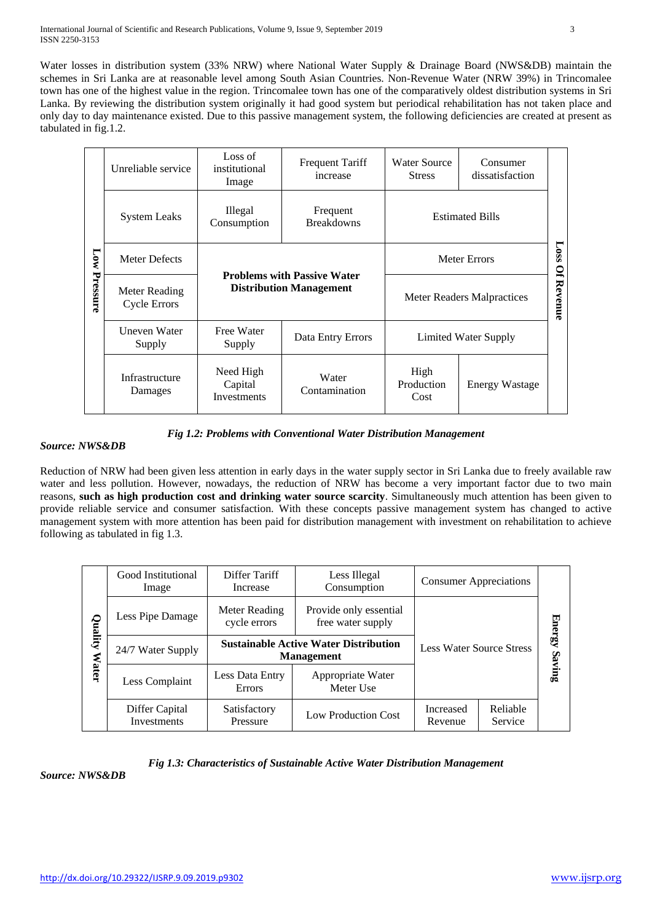Water losses in distribution system (33% NRW) where National Water Supply & Drainage Board (NWS&DB) maintain the schemes in Sri Lanka are at reasonable level among South Asian Countries. Non-Revenue Water (NRW 39%) in Trincomalee town has one of the highest value in the region. Trincomalee town has one of the comparatively oldest distribution systems in Sri Lanka. By reviewing the distribution system originally it had good system but periodical rehabilitation has not taken place and only day to day maintenance existed. Due to this passive management system, the following deficiencies are created at present as tabulated in fig.1.2.

| Low Pressure | | | | | | Loss Of Revenue |
|---|---|---|---|---|---|---|
| | Unreliable service | Loss of institutional Image | Frequent Tariff increase | Water Source Stress | Consumer dissatisfaction | |
| | System Leaks | Illegal Consumption | Frequent Breakdowns | Estimated Bills | | |
| | Meter Defects | **Problems with Passive Water Distribution Management** | | Meter Errors | | |
| | Meter Reading Cycle Errors | | | Meter Readers Malpractices | | |
| | Uneven Water Supply | Free Water Supply | Data Entry Errors | Limited Water Supply | | |
| | Infrastructure Damages | Need High Capital Investments | Water Contamination | High Production Cost | Energy Wastage | |

***Fig 1.2: Problems with Conventional Water Distribution Management***

***Source: NWS&DB***

Reduction of NRW had been given less attention in early days in the water supply sector in Sri Lanka due to freely available raw water and less pollution. However, nowadays, the reduction of NRW has become a very important factor due to two main reasons, **such as high production cost and drinking water source scarcity**. Simultaneously much attention has been given to provide reliable service and consumer satisfaction. With these concepts passive management system has changed to active management system with more attention has been paid for distribution management with investment on rehabilitation to achieve following as tabulated in fig 1.3.

| Quality Water | | | | | | Energy Saving |
|---|---|---|---|---|---|---|
| | Good Institutional Image | Differ Tariff Increase | Less Illegal Consumption | Consumer Appreciations | | |
| | Less Pipe Damage | Meter Reading cycle errors | Provide only essential free water supply | Less Water Source Stress | | |
| | 24/7 Water Supply | **Sustainable Active Water Distribution Management** | | | | |
| | Less Complaint | Less Data Entry Errors | Appropriate Water Meter Use | | | |
| | Differ Capital Investments | Satisfactory Pressure | Low Production Cost | Increased Revenue | Reliable Service | |

***Fig 1.3: Characteristics of Sustainable Active Water Distribution Management***

***Source: NWS&DB***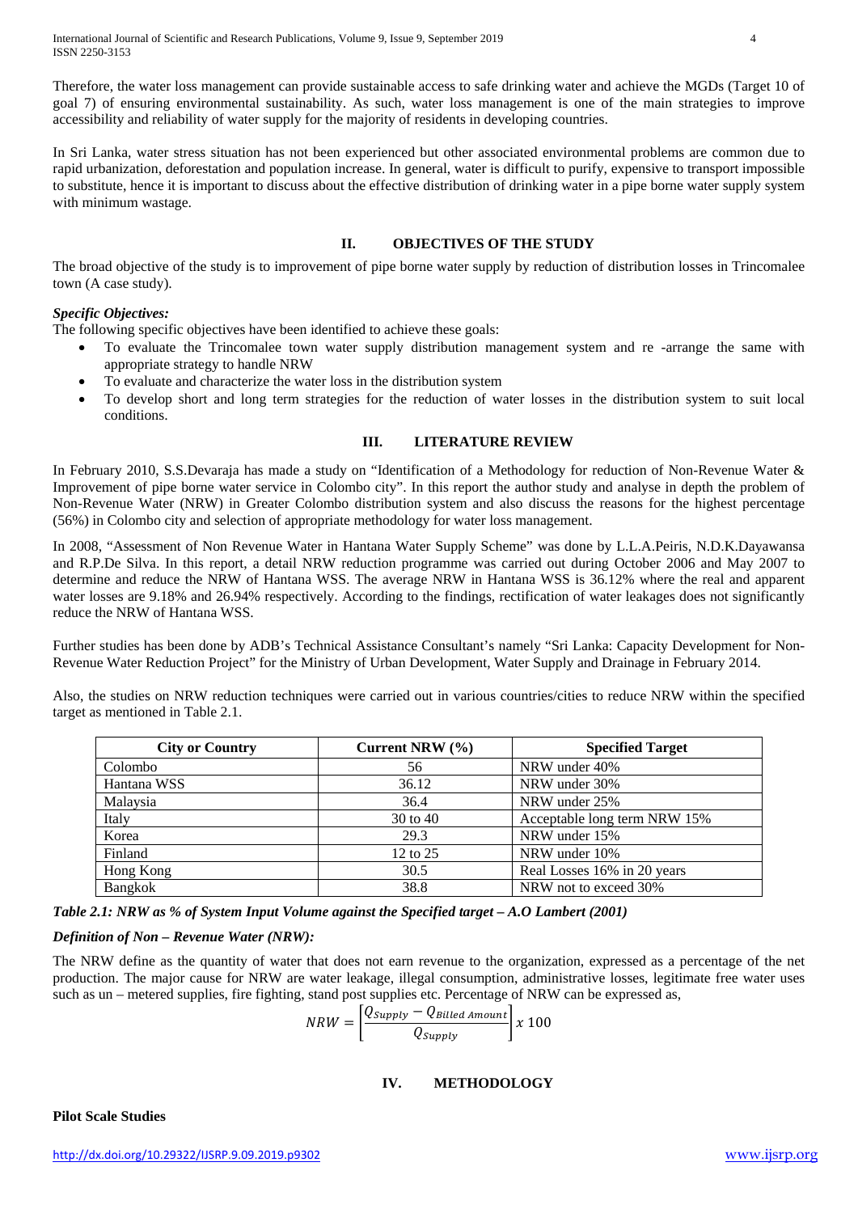Therefore, the water loss management can provide sustainable access to safe drinking water and achieve the MGDs (Target 10 of goal 7) of ensuring environmental sustainability. As such, water loss management is one of the main strategies to improve accessibility and reliability of water supply for the majority of residents in developing countries.

In Sri Lanka, water stress situation has not been experienced but other associated environmental problems are common due to rapid urbanization, deforestation and population increase. In general, water is difficult to purify, expensive to transport impossible to substitute, hence it is important to discuss about the effective distribution of drinking water in a pipe borne water supply system with minimum wastage.

## II. OBJECTIVES OF THE STUDY

The broad objective of the study is to improvement of pipe borne water supply by reduction of distribution losses in Trincomalee town (A case study).

***Specific Objectives:***

The following specific objectives have been identified to achieve these goals:

- To evaluate the Trincomalee town water supply distribution management system and re -arrange the same with appropriate strategy to handle NRW
- To evaluate and characterize the water loss in the distribution system
- To develop short and long term strategies for the reduction of water losses in the distribution system to suit local conditions.

## III. LITERATURE REVIEW

In February 2010, S.S.Devaraja has made a study on "Identification of a Methodology for reduction of Non-Revenue Water & Improvement of pipe borne water service in Colombo city". In this report the author study and analyse in depth the problem of Non-Revenue Water (NRW) in Greater Colombo distribution system and also discuss the reasons for the highest percentage (56%) in Colombo city and selection of appropriate methodology for water loss management.

In 2008, "Assessment of Non Revenue Water in Hantana Water Supply Scheme" was done by L.L.A.Peiris, N.D.K.Dayawansa and R.P.De Silva. In this report, a detail NRW reduction programme was carried out during October 2006 and May 2007 to determine and reduce the NRW of Hantana WSS. The average NRW in Hantana WSS is 36.12% where the real and apparent water losses are 9.18% and 26.94% respectively. According to the findings, rectification of water leakages does not significantly reduce the NRW of Hantana WSS.

Further studies has been done by ADB's Technical Assistance Consultant's namely "Sri Lanka: Capacity Development for Non-Revenue Water Reduction Project" for the Ministry of Urban Development, Water Supply and Drainage in February 2014.

Also, the studies on NRW reduction techniques were carried out in various countries/cities to reduce NRW within the specified target as mentioned in Table 2.1.

| City or Country | Current NRW (%) | Specified Target |
|---|---|---|
| Colombo | 56 | NRW under 40% |
| Hantana WSS | 36.12 | NRW under 30% |
| Malaysia | 36.4 | NRW under 25% |
| Italy | 30 to 40 | Acceptable long term NRW 15% |
| Korea | 29.3 | NRW under 15% |
| Finland | 12 to 25 | NRW under 10% |
| Hong Kong | 30.5 | Real Losses 16% in 20 years |
| Bangkok | 38.8 | NRW not to exceed 30% |

***Table 2.1: NRW as % of System Input Volume against the Specified target – A.O Lambert (2001)***

***Definition of Non – Revenue Water (NRW):***

The NRW define as the quantity of water that does not earn revenue to the organization, expressed as a percentage of the net production. The major cause for NRW are water leakage, illegal consumption, administrative losses, legitimate free water uses such as un – metered supplies, fire fighting, stand post supplies etc. Percentage of NRW can be expressed as,

$$NRW = \left[\frac{Q_{Supply} - Q_{Billed\ Amount}}{Q_{Supply}}\right] x\ 100$$

## IV. METHODOLOGY

**Pilot Scale Studies**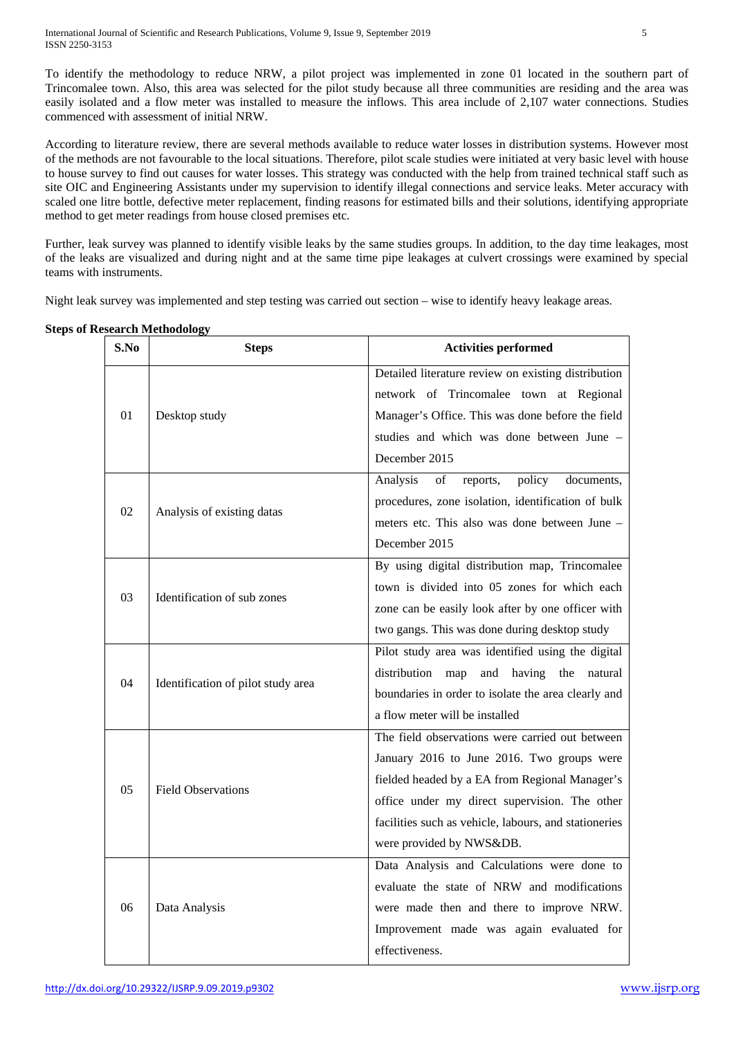To identify the methodology to reduce NRW, a pilot project was implemented in zone 01 located in the southern part of Trincomalee town. Also, this area was selected for the pilot study because all three communities are residing and the area was easily isolated and a flow meter was installed to measure the inflows. This area include of 2,107 water connections. Studies commenced with assessment of initial NRW.

According to literature review, there are several methods available to reduce water losses in distribution systems. However most of the methods are not favourable to the local situations. Therefore, pilot scale studies were initiated at very basic level with house to house survey to find out causes for water losses. This strategy was conducted with the help from trained technical staff such as site OIC and Engineering Assistants under my supervision to identify illegal connections and service leaks. Meter accuracy with scaled one litre bottle, defective meter replacement, finding reasons for estimated bills and their solutions, identifying appropriate method to get meter readings from house closed premises etc.

Further, leak survey was planned to identify visible leaks by the same studies groups. In addition, to the day time leakages, most of the leaks are visualized and during night and at the same time pipe leakages at culvert crossings were examined by special teams with instruments.

Night leak survey was implemented and step testing was carried out section – wise to identify heavy leakage areas.

**Steps of Research Methodology**

| S.No | Steps | Activities performed |
|---|---|---|
| 01 | Desktop study | Detailed literature review on existing distribution network of Trincomalee town at Regional Manager's Office. This was done before the field studies and which was done between June – December 2015 |
| 02 | Analysis of existing datas | Analysis of reports, policy documents, procedures, zone isolation, identification of bulk meters etc. This also was done between June – December 2015 |
| 03 | Identification of sub zones | By using digital distribution map, Trincomalee town is divided into 05 zones for which each zone can be easily look after by one officer with two gangs. This was done during desktop study |
| 04 | Identification of pilot study area | Pilot study area was identified using the digital distribution map and having the natural boundaries in order to isolate the area clearly and a flow meter will be installed |
| 05 | Field Observations | The field observations were carried out between January 2016 to June 2016. Two groups were fielded headed by a EA from Regional Manager's office under my direct supervision. The other facilities such as vehicle, labours, and stationeries were provided by NWS&DB. |
| 06 | Data Analysis | Data Analysis and Calculations were done to evaluate the state of NRW and modifications were made then and there to improve NRW. Improvement made was again evaluated for effectiveness. |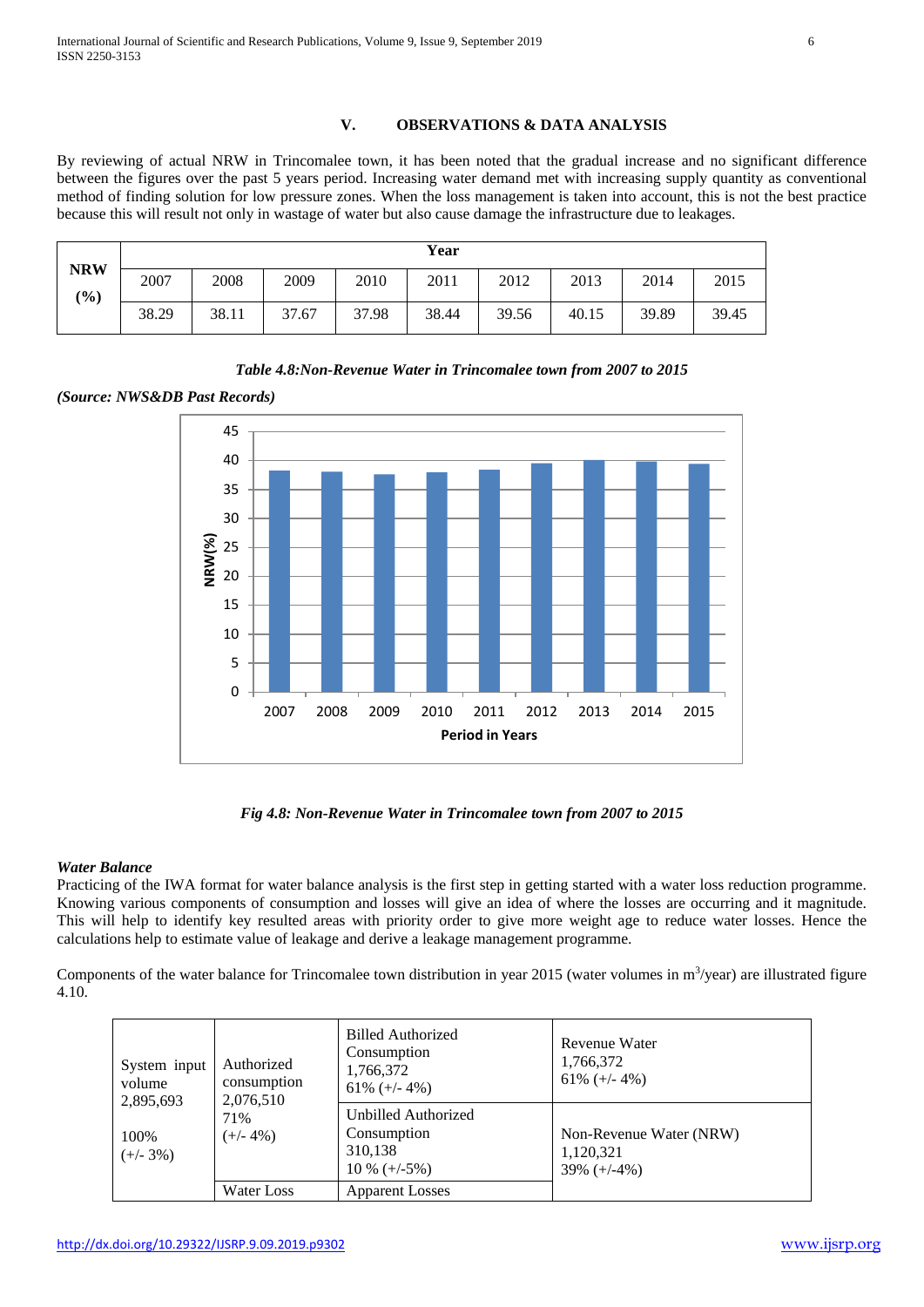## V. OBSERVATIONS & DATA ANALYSIS

By reviewing of actual NRW in Trincomalee town, it has been noted that the gradual increase and no significant difference between the figures over the past 5 years period. Increasing water demand met with increasing supply quantity as conventional method of finding solution for low pressure zones. When the loss management is taken into account, this is not the best practice because this will result not only in wastage of water but also cause damage the infrastructure due to leakages.

| NRW (%) | Year | | | | | | | | |
|---|---|---|---|---|---|---|---|---|---|
| | 2007 | 2008 | 2009 | 2010 | 2011 | 2012 | 2013 | 2014 | 2015 |
| | 38.29 | 38.11 | 37.67 | 37.98 | 38.44 | 39.56 | 40.15 | 39.89 | 39.45 |

***Table 4.8:Non-Revenue Water in Trincomalee town from 2007 to 2015***

***(Source: NWS&DB Past Records)***

***Fig 4.8: Non-Revenue Water in Trincomalee town from 2007 to 2015***

***Water Balance***

Practicing of the IWA format for water balance analysis is the first step in getting started with a water loss reduction programme. Knowing various components of consumption and losses will give an idea of where the losses are occurring and it magnitude. This will help to identify key resulted areas with priority order to give more weight age to reduce water losses. Hence the calculations help to estimate value of leakage and derive a leakage management programme.

Components of the water balance for Trincomalee town distribution in year 2015 (water volumes in $m^3$/year) are illustrated figure 4.10.

| System input volume 2,895,693 100% (+/- 3%) | Authorized consumption 2,076,510 71% (+/- 4%) | Billed Authorized Consumption 1,766,372 61% (+/- 4%) | Revenue Water 1,766,372 61% (+/- 4%) |
|---|---|---|---|
| | | Unbilled Authorized Consumption 310,138 10 % (+/-5%) | Non-Revenue Water (NRW) 1,120,321 39% (+/-4%) |
| | Water Loss | Apparent Losses | |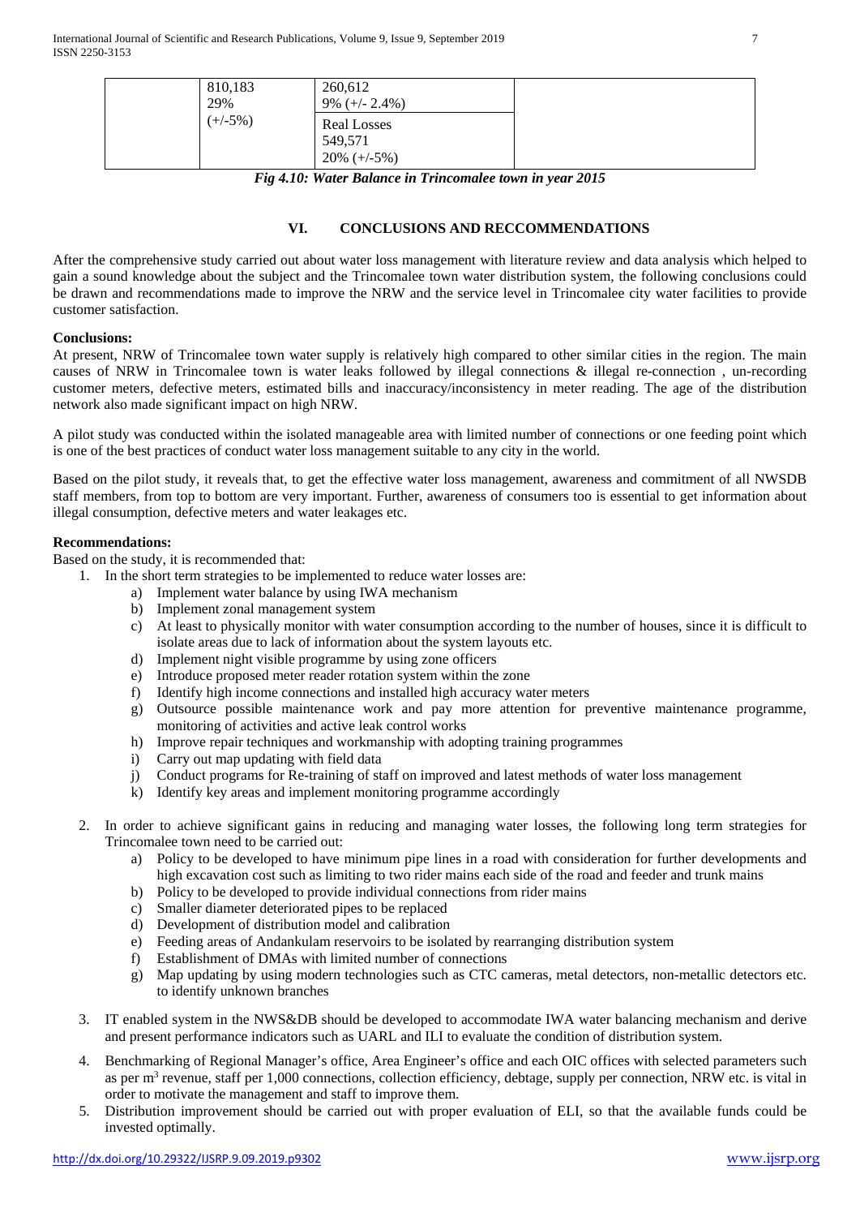| | 810,183<br>29%<br>(+/-5%) | 260,612<br>9% (+/- 2.4%) | |
|---|---|---|---|
| | | Real Losses<br>549,571<br>20% (+/-5%) | |

*Fig 4.10: Water Balance in Trincomalee town in year 2015*

## VI. CONCLUSIONS AND RECCOMMENDATIONS

After the comprehensive study carried out about water loss management with literature review and data analysis which helped to gain a sound knowledge about the subject and the Trincomalee town water distribution system, the following conclusions could be drawn and recommendations made to improve the NRW and the service level in Trincomalee city water facilities to provide customer satisfaction.

**Conclusions:**

At present, NRW of Trincomalee town water supply is relatively high compared to other similar cities in the region. The main causes of NRW in Trincomalee town is water leaks followed by illegal connections & illegal re-connection , un-recording customer meters, defective meters, estimated bills and inaccuracy/inconsistency in meter reading. The age of the distribution network also made significant impact on high NRW.

A pilot study was conducted within the isolated manageable area with limited number of connections or one feeding point which is one of the best practices of conduct water loss management suitable to any city in the world.

Based on the pilot study, it reveals that, to get the effective water loss management, awareness and commitment of all NWSDB staff members, from top to bottom are very important. Further, awareness of consumers too is essential to get information about illegal consumption, defective meters and water leakages etc.

**Recommendations:**

Based on the study, it is recommended that:

1. In the short term strategies to be implemented to reduce water losses are:
    a) Implement water balance by using IWA mechanism
    b) Implement zonal management system
    c) At least to physically monitor with water consumption according to the number of houses, since it is difficult to isolate areas due to lack of information about the system layouts etc.
    d) Implement night visible programme by using zone officers
    e) Introduce proposed meter reader rotation system within the zone
    f) Identify high income connections and installed high accuracy water meters
    g) Outsource possible maintenance work and pay more attention for preventive maintenance programme, monitoring of activities and active leak control works
    h) Improve repair techniques and workmanship with adopting training programmes
    i) Carry out map updating with field data
    j) Conduct programs for Re-training of staff on improved and latest methods of water loss management
    k) Identify key areas and implement monitoring programme accordingly

2. In order to achieve significant gains in reducing and managing water losses, the following long term strategies for Trincomalee town need to be carried out:
    a) Policy to be developed to have minimum pipe lines in a road with consideration for further developments and high excavation cost such as limiting to two rider mains each side of the road and feeder and trunk mains
    b) Policy to be developed to provide individual connections from rider mains
    c) Smaller diameter deteriorated pipes to be replaced
    d) Development of distribution model and calibration
    e) Feeding areas of Andankulam reservoirs to be isolated by rearranging distribution system
    f) Establishment of DMAs with limited number of connections
    g) Map updating by using modern technologies such as CTC cameras, metal detectors, non-metallic detectors etc. to identify unknown branches

3. IT enabled system in the NWS&DB should be developed to accommodate IWA water balancing mechanism and derive and present performance indicators such as UARL and ILI to evaluate the condition of distribution system.

4. Benchmarking of Regional Manager's office, Area Engineer's office and each OIC offices with selected parameters such as per $m^3$ revenue, staff per 1,000 connections, collection efficiency, debtage, supply per connection, NRW etc. is vital in order to motivate the management and staff to improve them.

5. Distribution improvement should be carried out with proper evaluation of ELI, so that the available funds could be invested optimally.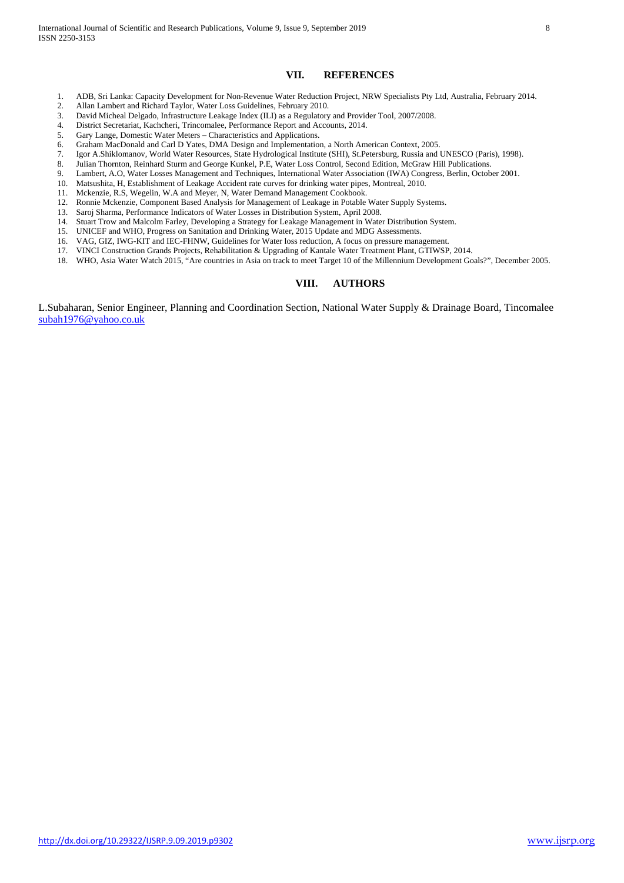## VII. REFERENCES

1. ADB, Sri Lanka: Capacity Development for Non-Revenue Water Reduction Project, NRW Specialists Pty Ltd, Australia, February 2014.
2. Allan Lambert and Richard Taylor, Water Loss Guidelines, February 2010.
3. David Micheal Delgado, Infrastructure Leakage Index (ILI) as a Regulatory and Provider Tool, 2007/2008.
4. District Secretariat, Kachcheri, Trincomalee, Performance Report and Accounts, 2014.
5. Gary Lange, Domestic Water Meters – Characteristics and Applications.
6. Graham MacDonald and Carl D Yates, DMA Design and Implementation, a North American Context, 2005.
7. Igor A.Shiklomanov, World Water Resources, State Hydrological Institute (SHI), St.Petersburg, Russia and UNESCO (Paris), 1998).
8. Julian Thornton, Reinhard Sturm and George Kunkel, P.E, Water Loss Control, Second Edition, McGraw Hill Publications.
9. Lambert, A.O, Water Losses Management and Techniques, International Water Association (IWA) Congress, Berlin, October 2001.
10. Matsushita, H, Establishment of Leakage Accident rate curves for drinking water pipes, Montreal, 2010.
11. Mckenzie, R.S, Wegelin, W.A and Meyer, N, Water Demand Management Cookbook.
12. Ronnie Mckenzie, Component Based Analysis for Management of Leakage in Potable Water Supply Systems.
13. Saroj Sharma, Performance Indicators of Water Losses in Distribution System, April 2008.
14. Stuart Trow and Malcolm Farley, Developing a Strategy for Leakage Management in Water Distribution System.
15. UNICEF and WHO, Progress on Sanitation and Drinking Water, 2015 Update and MDG Assessments.
16. VAG, GIZ, IWG-KIT and IEC-FHNW, Guidelines for Water loss reduction, A focus on pressure management.
17. VINCI Construction Grands Projects, Rehabilitation & Upgrading of Kantale Water Treatment Plant, GTIWSP, 2014.
18. WHO, Asia Water Watch 2015, "Are countries in Asia on track to meet Target 10 of the Millennium Development Goals?", December 2005.

## VIII. AUTHORS

L.Subaharan, Senior Engineer, Planning and Coordination Section, National Water Supply & Drainage Board, Tincomalee
subah1976@yahoo.co.uk